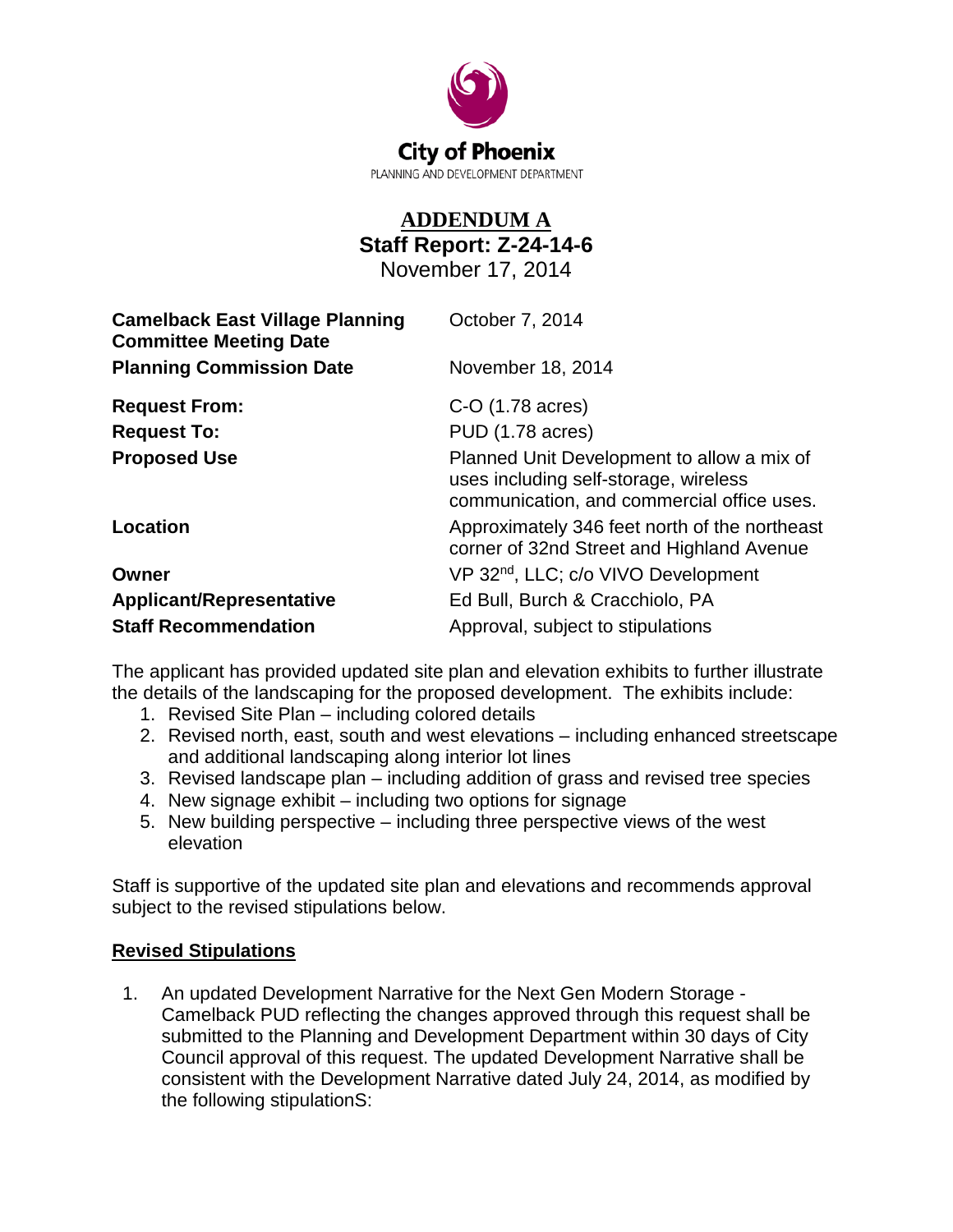City of Phoenix
PLANNING AND DEVELOPMENT DEPARTMENT

# ADDENDUM A

## Staff Report: Z-24-14-6

November 17, 2014

| | |
|---|---|
| **Camelback East Village Planning Committee Meeting Date** | October 7, 2014 |
| **Planning Commission Date** | November 18, 2014 |
| **Request From:** | C-O (1.78 acres) |
| **Request To:** | PUD (1.78 acres) |
| **Proposed Use** | Planned Unit Development to allow a mix of uses including self-storage, wireless communication, and commercial office uses. |
| **Location** | Approximately 346 feet north of the northeast corner of 32nd Street and Highland Avenue |
| **Owner** | VP 32nd, LLC; c/o VIVO Development |
| **Applicant/Representative** | Ed Bull, Burch & Cracchiolo, PA |
| **Staff Recommendation** | Approval, subject to stipulations |

The applicant has provided updated site plan and elevation exhibits to further illustrate the details of the landscaping for the proposed development. The exhibits include:

1. Revised Site Plan – including colored details
2. Revised north, east, south and west elevations – including enhanced streetscape and additional landscaping along interior lot lines
3. Revised landscape plan – including addition of grass and revised tree species
4. New signage exhibit – including two options for signage
5. New building perspective – including three perspective views of the west elevation

Staff is supportive of the updated site plan and elevations and recommends approval subject to the revised stipulations below.

### Revised Stipulations

1. An updated Development Narrative for the Next Gen Modern Storage - Camelback PUD reflecting the changes approved through this request shall be submitted to the Planning and Development Department within 30 days of City Council approval of this request. The updated Development Narrative shall be consistent with the Development Narrative dated July 24, 2014, as modified by the following stipulationS: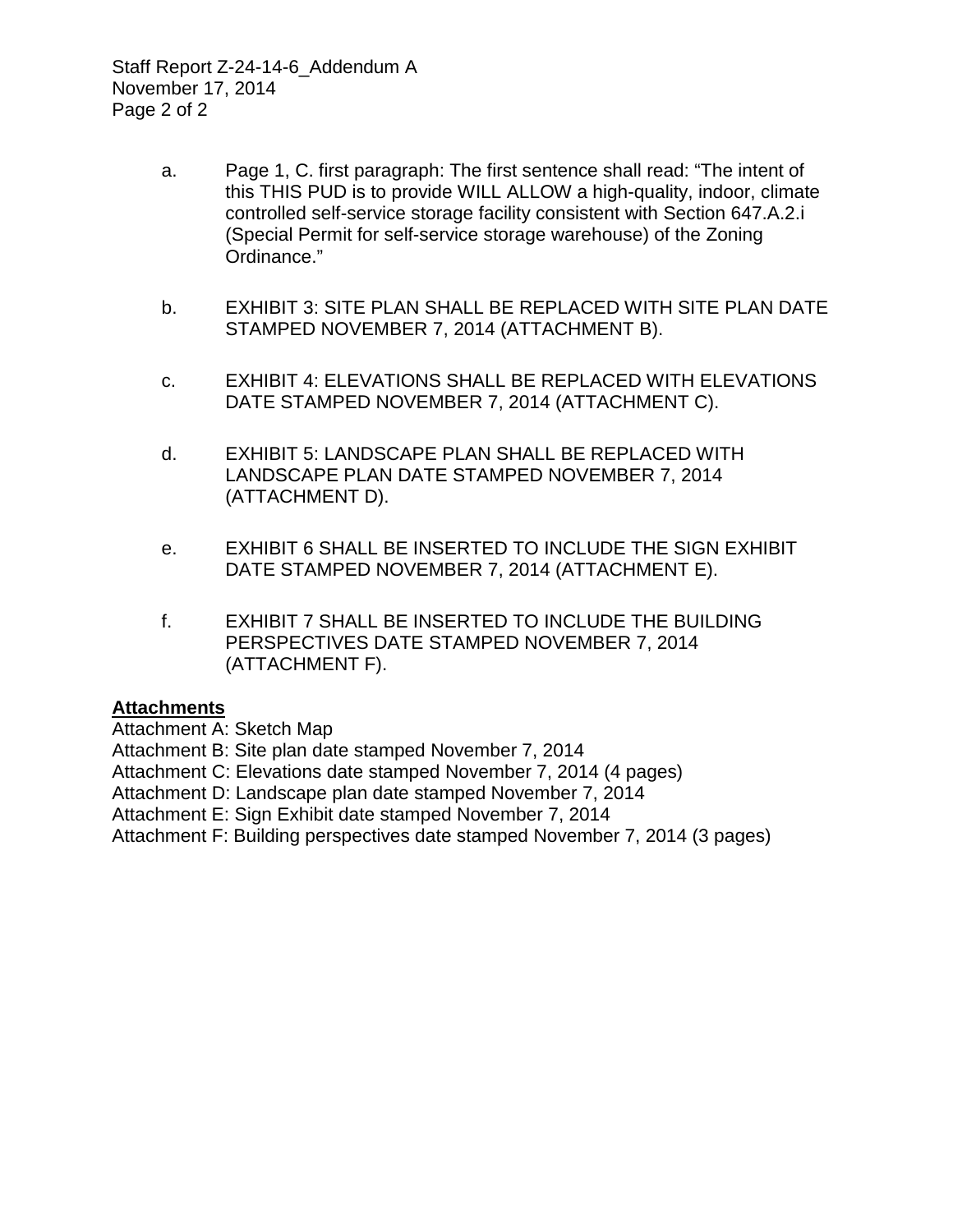a. Page 1, C. first paragraph: The first sentence shall read: "The intent of this THIS PUD is to provide WILL ALLOW a high-quality, indoor, climate controlled self-service storage facility consistent with Section 647.A.2.i (Special Permit for self-service storage warehouse) of the Zoning Ordinance."

b. EXHIBIT 3: SITE PLAN SHALL BE REPLACED WITH SITE PLAN DATE STAMPED NOVEMBER 7, 2014 (ATTACHMENT B).

c. EXHIBIT 4: ELEVATIONS SHALL BE REPLACED WITH ELEVATIONS DATE STAMPED NOVEMBER 7, 2014 (ATTACHMENT C).

d. EXHIBIT 5: LANDSCAPE PLAN SHALL BE REPLACED WITH LANDSCAPE PLAN DATE STAMPED NOVEMBER 7, 2014 (ATTACHMENT D).

e. EXHIBIT 6 SHALL BE INSERTED TO INCLUDE THE SIGN EXHIBIT DATE STAMPED NOVEMBER 7, 2014 (ATTACHMENT E).

f. EXHIBIT 7 SHALL BE INSERTED TO INCLUDE THE BUILDING PERSPECTIVES DATE STAMPED NOVEMBER 7, 2014 (ATTACHMENT F).

**Attachments**

Attachment A: Sketch Map  
Attachment B: Site plan date stamped November 7, 2014  
Attachment C: Elevations date stamped November 7, 2014 (4 pages)  
Attachment D: Landscape plan date stamped November 7, 2014  
Attachment E: Sign Exhibit date stamped November 7, 2014  
Attachment F: Building perspectives date stamped November 7, 2014 (3 pages)